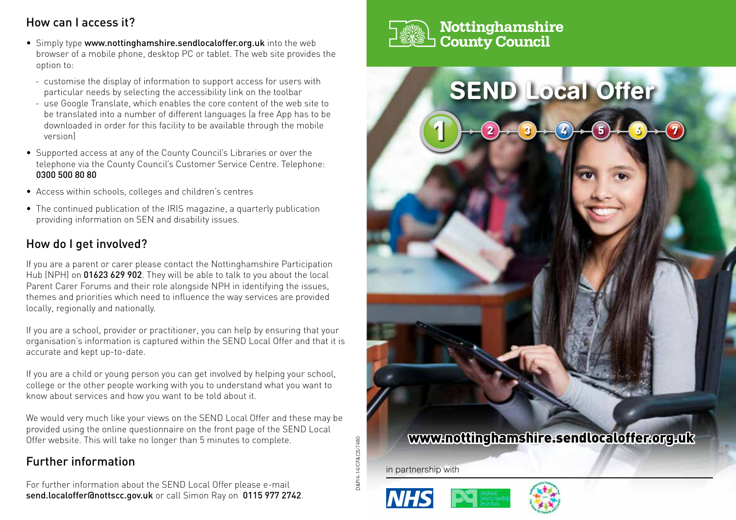## How can I access it?

- Simply type **www.nottinghamshire.sendlocaloffer.org.uk** into the web browser of a mobile phone, desktop PC or tablet. The web site provides the option to:
  - customise the display of information to support access for users with particular needs by selecting the accessibility link on the toolbar
  - use Google Translate, which enables the core content of the web site to be translated into a number of different languages (a free App has to be downloaded in order for this facility to be available through the mobile version)
- Supported access at any of the County Council's Libraries or over the telephone via the County Council's Customer Service Centre. Telephone: **0300 500 80 80**
- Access within schools, colleges and children's centres
- The continued publication of the IRIS magazine, a quarterly publication providing information on SEN and disability issues.

## How do I get involved?

If you are a parent or carer please contact the Nottinghamshire Participation Hub (NPH) on **01623 629 902**. They will be able to talk to you about the local Parent Carer Forums and their role alongside NPH in identifying the issues, themes and priorities which need to influence the way services are provided locally, regionally and nationally.

If you are a school, provider or practitioner, you can help by ensuring that your organisation's information is captured within the SEND Local Offer and that it is accurate and kept up-to-date.

If you are a child or young person you can get involved by helping your school, college or the other people working with you to understand what you want to know about services and how you want to be told about it.

We would very much like your views on the SEND Local Offer and these may be provided using the online questionnaire on the front page of the SEND Local Offer website. This will take no longer than 5 minutes to complete.

## Further information

For further information about the SEND Local Offer please e-mail **send.localoffer@nottscc.gov.uk** or call Simon Ray on **0115 977 2742**.

D&P/4-14/CF&CS/7480

**Nottinghamshire County Council**

# SEND Local Offer

1 2 3 4 5 6 7

**www.nottinghamshire.sendlocaloffer.org.uk**

in partnership with

NHS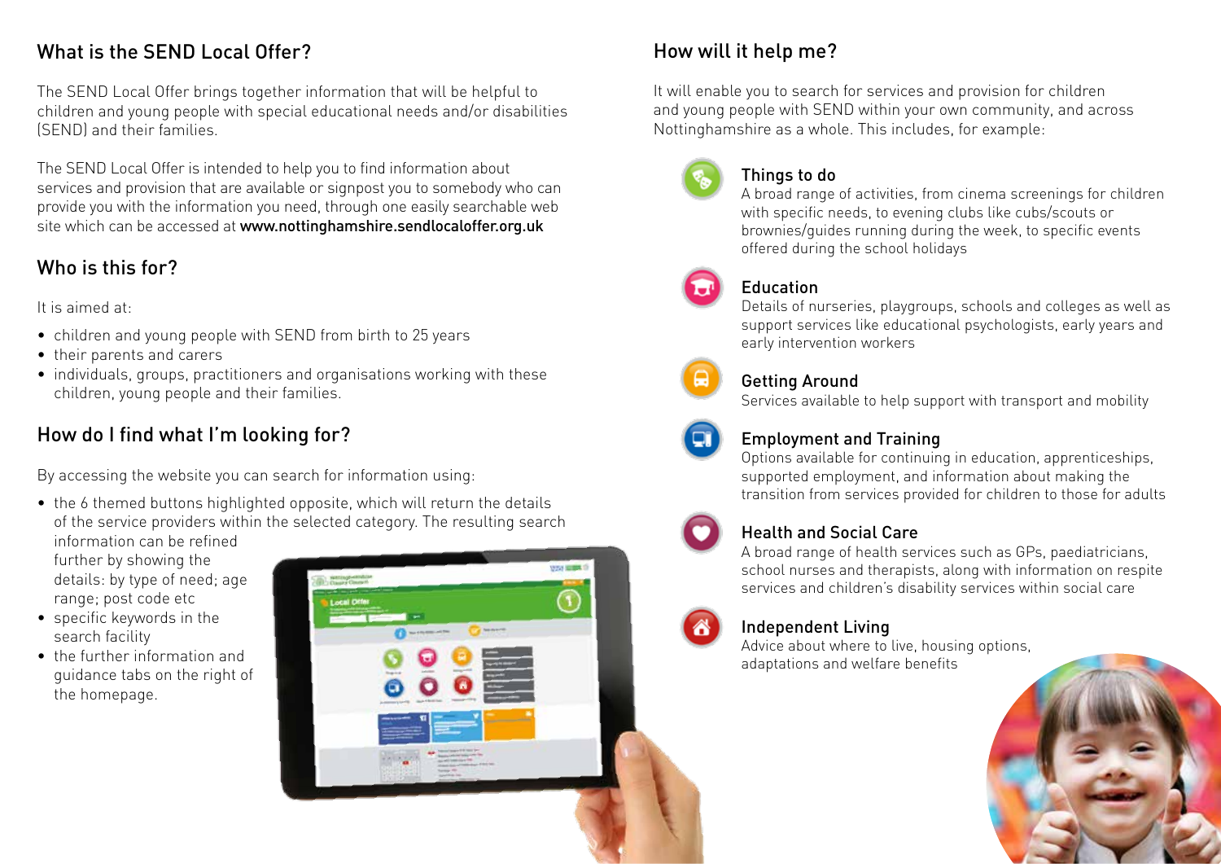## What is the SEND Local Offer?

The SEND Local Offer brings together information that will be helpful to children and young people with special educational needs and/or disabilities (SEND) and their families.

The SEND Local Offer is intended to help you to find information about services and provision that are available or signpost you to somebody who can provide you with the information you need, through one easily searchable web site which can be accessed at **www.nottinghamshire.sendlocaloffer.org.uk**

## Who is this for?

It is aimed at:

- children and young people with SEND from birth to 25 years
- their parents and carers
- individuals, groups, practitioners and organisations working with these children, young people and their families.

## How do I find what I'm looking for?

By accessing the website you can search for information using:

- the 6 themed buttons highlighted opposite, which will return the details of the service providers within the selected category. The resulting search information can be refined further by showing the details: by type of need; age range; post code etc
- specific keywords in the search facility
- the further information and guidance tabs on the right of the homepage.

## How will it help me?

It will enable you to search for services and provision for children and young people with SEND within your own community, and across Nottinghamshire as a whole. This includes, for example:

### Things to do

A broad range of activities, from cinema screenings for children with specific needs, to evening clubs like cubs/scouts or brownies/guides running during the week, to specific events offered during the school holidays

### Education

Details of nurseries, playgroups, schools and colleges as well as support services like educational psychologists, early years and early intervention workers

### Getting Around

Services available to help support with transport and mobility

### Employment and Training

Options available for continuing in education, apprenticeships, supported employment, and information about making the transition from services provided for children to those for adults

### Health and Social Care

A broad range of health services such as GPs, paediatricians, school nurses and therapists, along with information on respite services and children's disability services within social care

### Independent Living

Advice about where to live, housing options, adaptations and welfare benefits